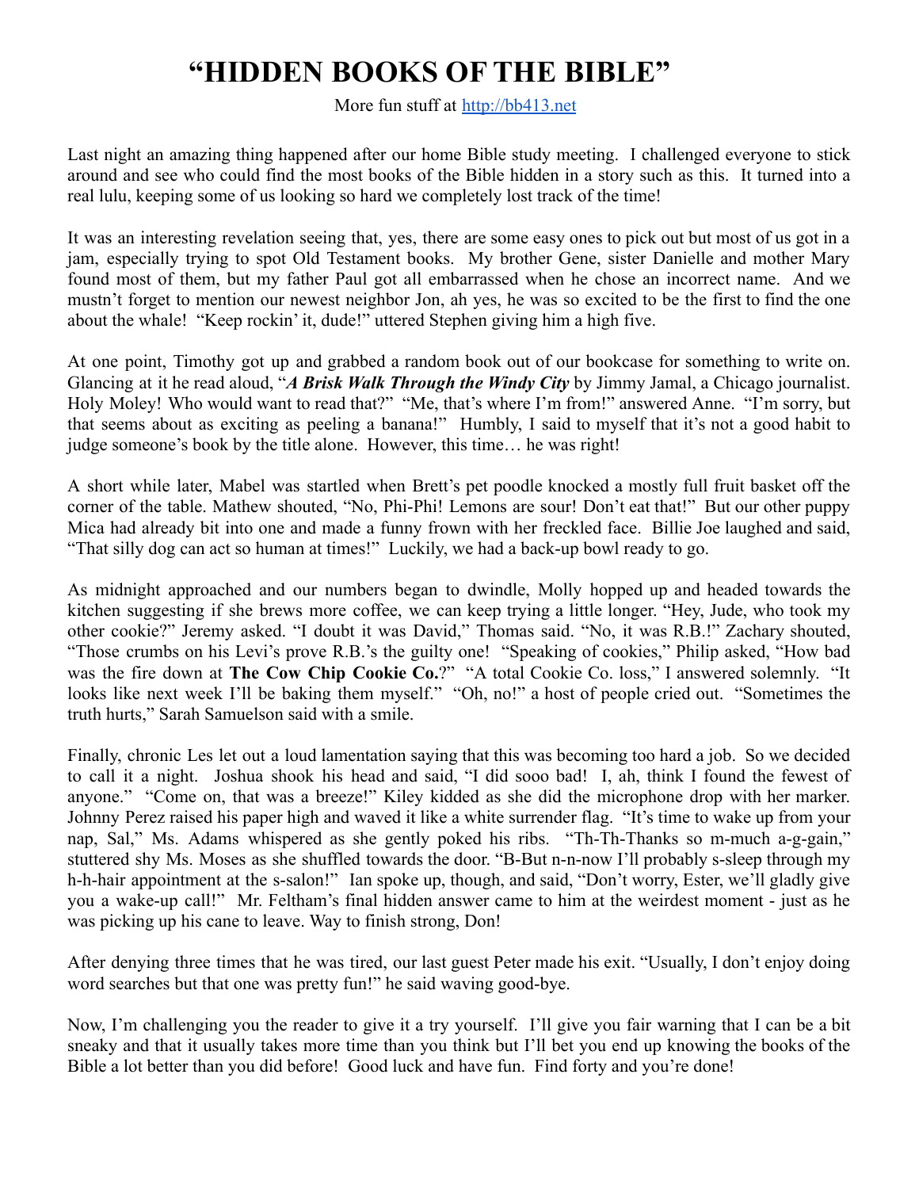# "HIDDEN BOOKS OF THE BIBLE"

More fun stuff at [http://bb413.net](http://bb413.net)

Last night an amazing thing happened after our home Bible study meeting. I challenged everyone to stick around and see who could find the most books of the Bible hidden in a story such as this. It turned into a real lulu, keeping some of us looking so hard we completely lost track of the time!

It was an interesting revelation seeing that, yes, there are some easy ones to pick out but most of us got in a jam, especially trying to spot Old Testament books. My brother Gene, sister Danielle and mother Mary found most of them, but my father Paul got all embarrassed when he chose an incorrect name. And we mustn't forget to mention our newest neighbor Jon, ah yes, he was so excited to be the first to find the one about the whale! "Keep rockin' it, dude!" uttered Stephen giving him a high five.

At one point, Timothy got up and grabbed a random book out of our bookcase for something to write on. Glancing at it he read aloud, "***A Brisk Walk Through the Windy City*** by Jimmy Jamal, a Chicago journalist. Holy Moley! Who would want to read that?" "Me, that's where I'm from!" answered Anne. "I'm sorry, but that seems about as exciting as peeling a banana!" Humbly, I said to myself that it's not a good habit to judge someone's book by the title alone. However, this time… he was right!

A short while later, Mabel was startled when Brett's pet poodle knocked a mostly full fruit basket off the corner of the table. Mathew shouted, "No, Phi-Phi! Lemons are sour! Don't eat that!" But our other puppy Mica had already bit into one and made a funny frown with her freckled face. Billie Joe laughed and said, "That silly dog can act so human at times!" Luckily, we had a back-up bowl ready to go.

As midnight approached and our numbers began to dwindle, Molly hopped up and headed towards the kitchen suggesting if she brews more coffee, we can keep trying a little longer. "Hey, Jude, who took my other cookie?" Jeremy asked. "I doubt it was David," Thomas said. "No, it was R.B.!" Zachary shouted, "Those crumbs on his Levi's prove R.B.'s the guilty one! "Speaking of cookies," Philip asked, "How bad was the fire down at **The Cow Chip Cookie Co.**?" "A total Cookie Co. loss," I answered solemnly. "It looks like next week I'll be baking them myself." "Oh, no!" a host of people cried out. "Sometimes the truth hurts," Sarah Samuelson said with a smile.

Finally, chronic Les let out a loud lamentation saying that this was becoming too hard a job. So we decided to call it a night. Joshua shook his head and said, "I did sooo bad! I, ah, think I found the fewest of anyone." "Come on, that was a breeze!" Kiley kidded as she did the microphone drop with her marker. Johnny Perez raised his paper high and waved it like a white surrender flag. "It's time to wake up from your nap, Sal," Ms. Adams whispered as she gently poked his ribs. "Th-Th-Thanks so m-much a-g-gain," stuttered shy Ms. Moses as she shuffled towards the door. "B-But n-n-now I'll probably s-sleep through my h-h-hair appointment at the s-salon!" Ian spoke up, though, and said, "Don't worry, Ester, we'll gladly give you a wake-up call!" Mr. Feltham's final hidden answer came to him at the weirdest moment - just as he was picking up his cane to leave. Way to finish strong, Don!

After denying three times that he was tired, our last guest Peter made his exit. "Usually, I don't enjoy doing word searches but that one was pretty fun!" he said waving good-bye.

Now, I'm challenging you the reader to give it a try yourself. I'll give you fair warning that I can be a bit sneaky and that it usually takes more time than you think but I'll bet you end up knowing the books of the Bible a lot better than you did before! Good luck and have fun. Find forty and you're done!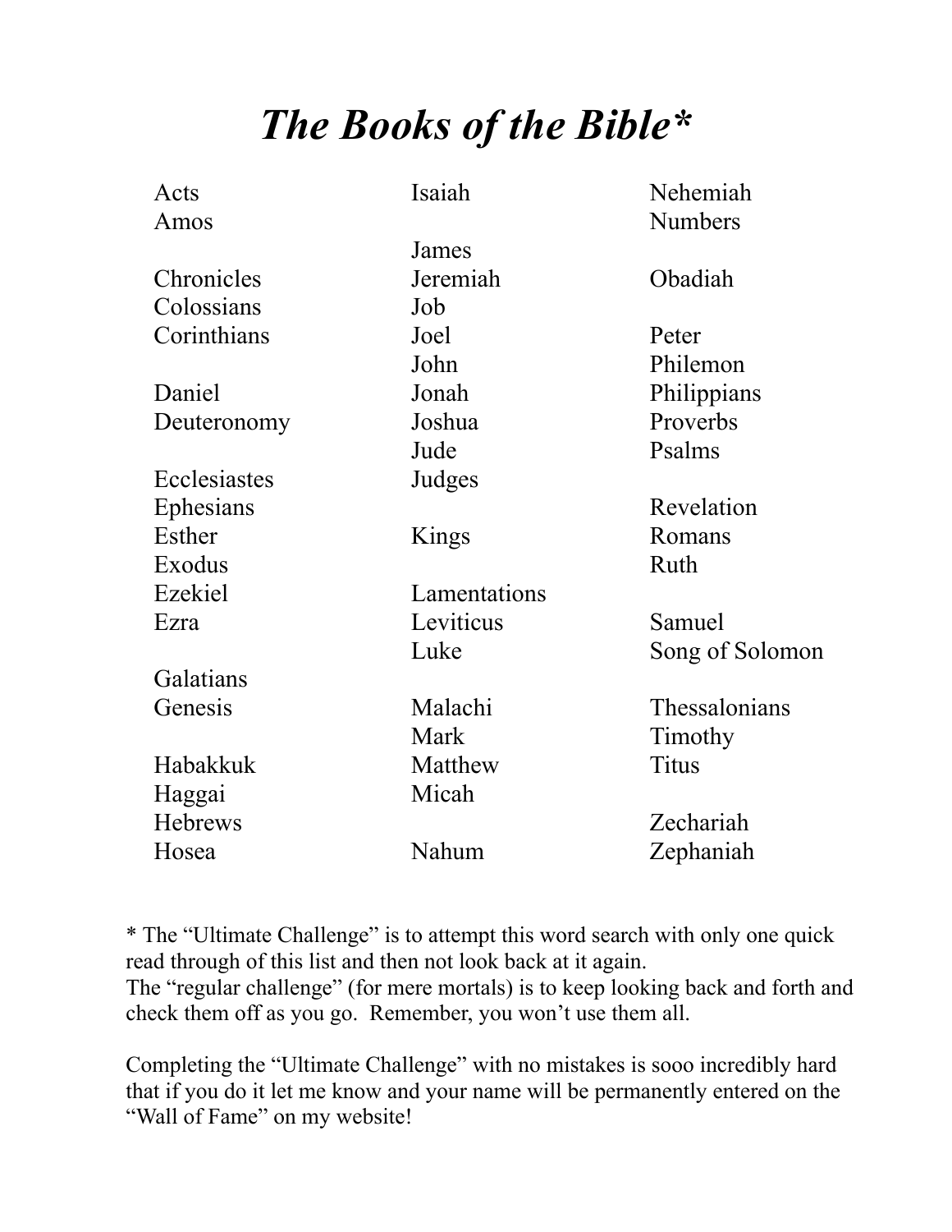# *The Books of the Bible**

Acts
Amos

Chronicles
Colossians
Corinthians

Daniel
Deuteronomy

Ecclesiastes
Ephesians
Esther
Exodus
Ezekiel
Ezra

Galatians
Genesis

Habakkuk
Haggai
Hebrews
Hosea

Isaiah

James
Jeremiah
Job
Joel
John
Jonah
Joshua
Jude
Judges

Kings

Lamentations
Leviticus
Luke

Malachi
Mark
Matthew
Micah

Nahum
Nehemiah
Numbers

Obadiah

Peter
Philemon
Philippians
Proverbs
Psalms

Revelation
Romans
Ruth

Samuel
Song of Solomon

Thessalonians
Timothy
Titus

Zechariah
Zephaniah

* The "Ultimate Challenge" is to attempt this word search with only one quick read through of this list and then not look back at it again.
The "regular challenge" (for mere mortals) is to keep looking back and forth and check them off as you go. Remember, you won't use them all.

Completing the "Ultimate Challenge" with no mistakes is sooo incredibly hard that if you do it let me know and your name will be permanently entered on the "Wall of Fame" on my website!